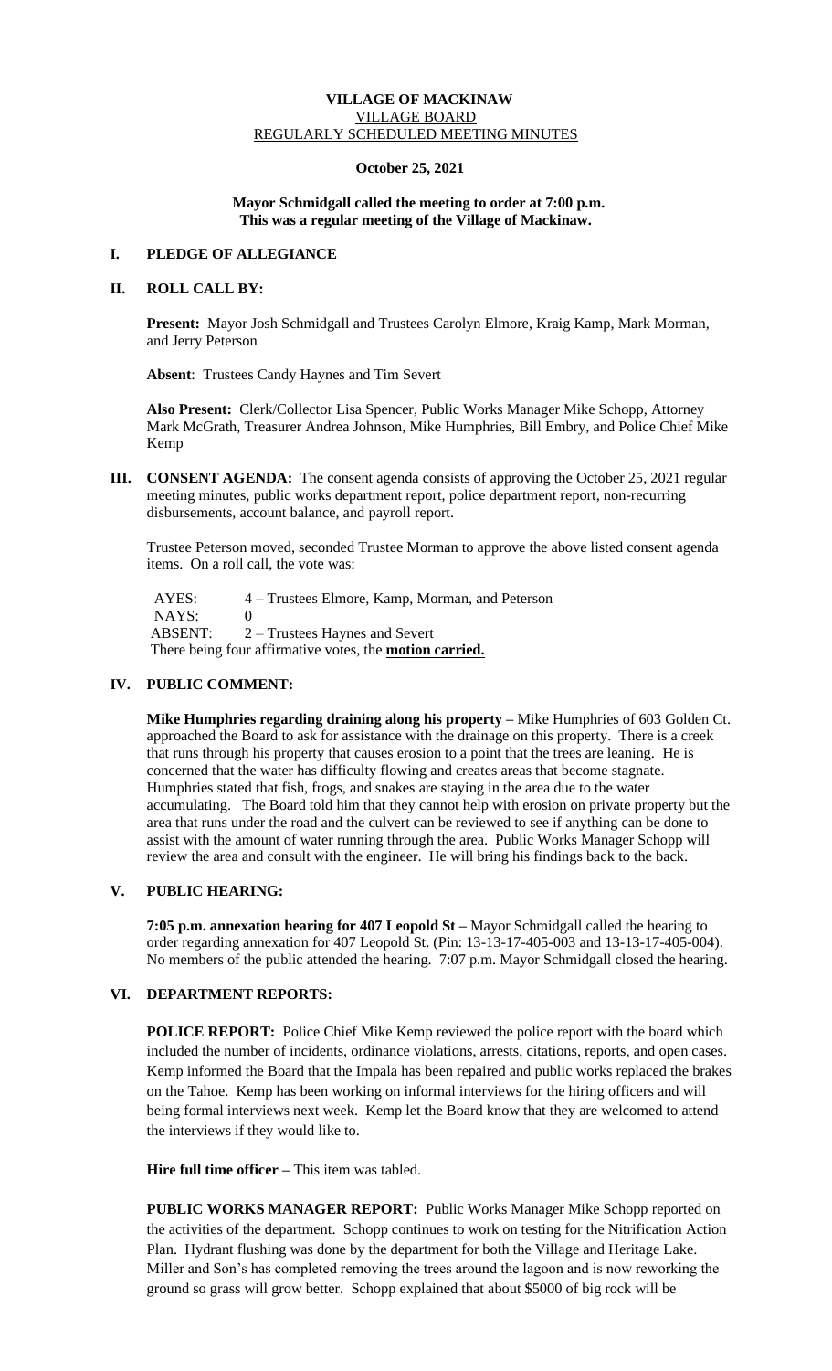**VILLAGE OF MACKINAW**
VILLAGE BOARD
REGULARLY SCHEDULED MEETING MINUTES

**October 25, 2021**

**Mayor Schmidgall called the meeting to order at 7:00 p.m.**
**This was a regular meeting of the Village of Mackinaw.**

## I. PLEDGE OF ALLEGIANCE

## II. ROLL CALL BY:

**Present:** Mayor Josh Schmidgall and Trustees Carolyn Elmore, Kraig Kamp, Mark Morman, and Jerry Peterson

**Absent**: Trustees Candy Haynes and Tim Severt

**Also Present:** Clerk/Collector Lisa Spencer, Public Works Manager Mike Schopp, Attorney Mark McGrath, Treasurer Andrea Johnson, Mike Humphries, Bill Embry, and Police Chief Mike Kemp

## III. CONSENT AGENDA:

The consent agenda consists of approving the October 25, 2021 regular meeting minutes, public works department report, police department report, non-recurring disbursements, account balance, and payroll report.

Trustee Peterson moved, seconded Trustee Morman to approve the above listed consent agenda items. On a roll call, the vote was:

AYES: 4 – Trustees Elmore, Kamp, Morman, and Peterson
NAYS: 0
ABSENT: 2 – Trustees Haynes and Severt
There being four affirmative votes, the **motion carried.**

## IV. PUBLIC COMMENT:

**Mike Humphries regarding draining along his property –** Mike Humphries of 603 Golden Ct. approached the Board to ask for assistance with the drainage on this property. There is a creek that runs through his property that causes erosion to a point that the trees are leaning. He is concerned that the water has difficulty flowing and creates areas that become stagnate. Humphries stated that fish, frogs, and snakes are staying in the area due to the water accumulating. The Board told him that they cannot help with erosion on private property but the area that runs under the road and the culvert can be reviewed to see if anything can be done to assist with the amount of water running through the area. Public Works Manager Schopp will review the area and consult with the engineer. He will bring his findings back to the back.

## V. PUBLIC HEARING:

**7:05 p.m. annexation hearing for 407 Leopold St –** Mayor Schmidgall called the hearing to order regarding annexation for 407 Leopold St. (Pin: 13-13-17-405-003 and 13-13-17-405-004). No members of the public attended the hearing. 7:07 p.m. Mayor Schmidgall closed the hearing.

## VI. DEPARTMENT REPORTS:

**POLICE REPORT:** Police Chief Mike Kemp reviewed the police report with the board which included the number of incidents, ordinance violations, arrests, citations, reports, and open cases. Kemp informed the Board that the Impala has been repaired and public works replaced the brakes on the Tahoe. Kemp has been working on informal interviews for the hiring officers and will being formal interviews next week. Kemp let the Board know that they are welcomed to attend the interviews if they would like to.

**Hire full time officer –** This item was tabled.

**PUBLIC WORKS MANAGER REPORT:** Public Works Manager Mike Schopp reported on the activities of the department. Schopp continues to work on testing for the Nitrification Action Plan. Hydrant flushing was done by the department for both the Village and Heritage Lake. Miller and Son's has completed removing the trees around the lagoon and is now reworking the ground so grass will grow better. Schopp explained that about $5000 of big rock will be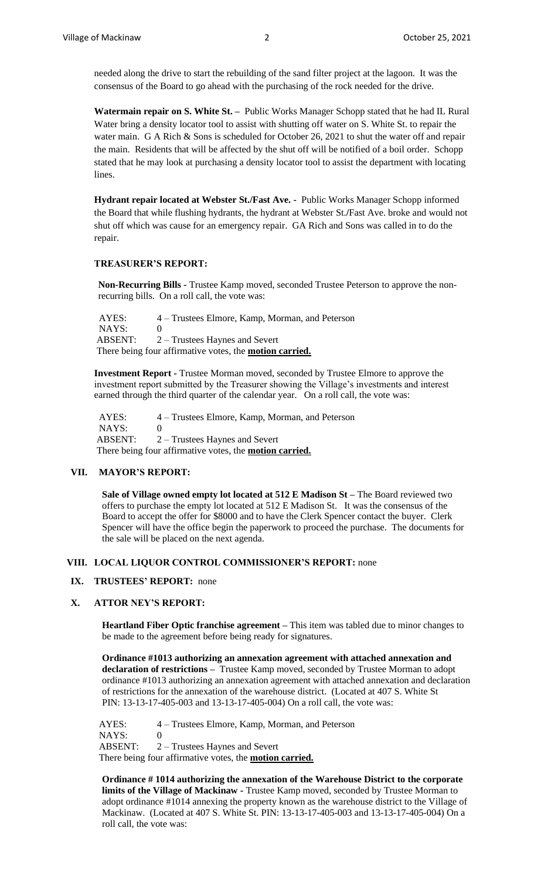needed along the drive to start the rebuilding of the sand filter project at the lagoon. It was the consensus of the Board to go ahead with the purchasing of the rock needed for the drive.

**Watermain repair on S. White St. –** Public Works Manager Schopp stated that he had IL Rural Water bring a density locator tool to assist with shutting off water on S. White St. to repair the water main. G A Rich & Sons is scheduled for October 26, 2021 to shut the water off and repair the main. Residents that will be affected by the shut off will be notified of a boil order. Schopp stated that he may look at purchasing a density locator tool to assist the department with locating lines.

**Hydrant repair located at Webster St./Fast Ave. -** Public Works Manager Schopp informed the Board that while flushing hydrants, the hydrant at Webster St./Fast Ave. broke and would not shut off which was cause for an emergency repair. GA Rich and Sons was called in to do the repair.

**TREASURER'S REPORT:**

**Non-Recurring Bills -** Trustee Kamp moved, seconded Trustee Peterson to approve the non-recurring bills. On a roll call, the vote was:

AYES: 4 – Trustees Elmore, Kamp, Morman, and Peterson
NAYS: 0
ABSENT: 2 – Trustees Haynes and Severt
There being four affirmative votes, the **motion carried.**

**Investment Report -** Trustee Morman moved, seconded by Trustee Elmore to approve the investment report submitted by the Treasurer showing the Village's investments and interest earned through the third quarter of the calendar year. On a roll call, the vote was:

AYES: 4 – Trustees Elmore, Kamp, Morman, and Peterson
NAYS: 0
ABSENT: 2 – Trustees Haynes and Severt
There being four affirmative votes, the **motion carried.**

## VII. MAYOR'S REPORT:

**Sale of Village owned empty lot located at 512 E Madison St –** The Board reviewed two offers to purchase the empty lot located at 512 E Madison St. It was the consensus of the Board to accept the offer for $8000 and to have the Clerk Spencer contact the buyer. Clerk Spencer will have the office begin the paperwork to proceed the purchase. The documents for the sale will be placed on the next agenda.

## VIII. LOCAL LIQUOR CONTROL COMMISSIONER'S REPORT: none

## IX. TRUSTEES' REPORT: none

## X. ATTOR NEY'S REPORT:

**Heartland Fiber Optic franchise agreement –** This item was tabled due to minor changes to be made to the agreement before being ready for signatures.

**Ordinance #1013 authorizing an annexation agreement with attached annexation and declaration of restrictions –** Trustee Kamp moved, seconded by Trustee Morman to adopt ordinance #1013 authorizing an annexation agreement with attached annexation and declaration of restrictions for the annexation of the warehouse district. (Located at 407 S. White St PIN: 13-13-17-405-003 and 13-13-17-405-004) On a roll call, the vote was:

AYES: 4 – Trustees Elmore, Kamp, Morman, and Peterson
NAYS: 0
ABSENT: 2 – Trustees Haynes and Severt
There being four affirmative votes, the **motion carried.**

**Ordinance # 1014 authorizing the annexation of the Warehouse District to the corporate limits of the Village of Mackinaw -** Trustee Kamp moved, seconded by Trustee Morman to adopt ordinance #1014 annexing the property known as the warehouse district to the Village of Mackinaw. (Located at 407 S. White St. PIN: 13-13-17-405-003 and 13-13-17-405-004) On a roll call, the vote was: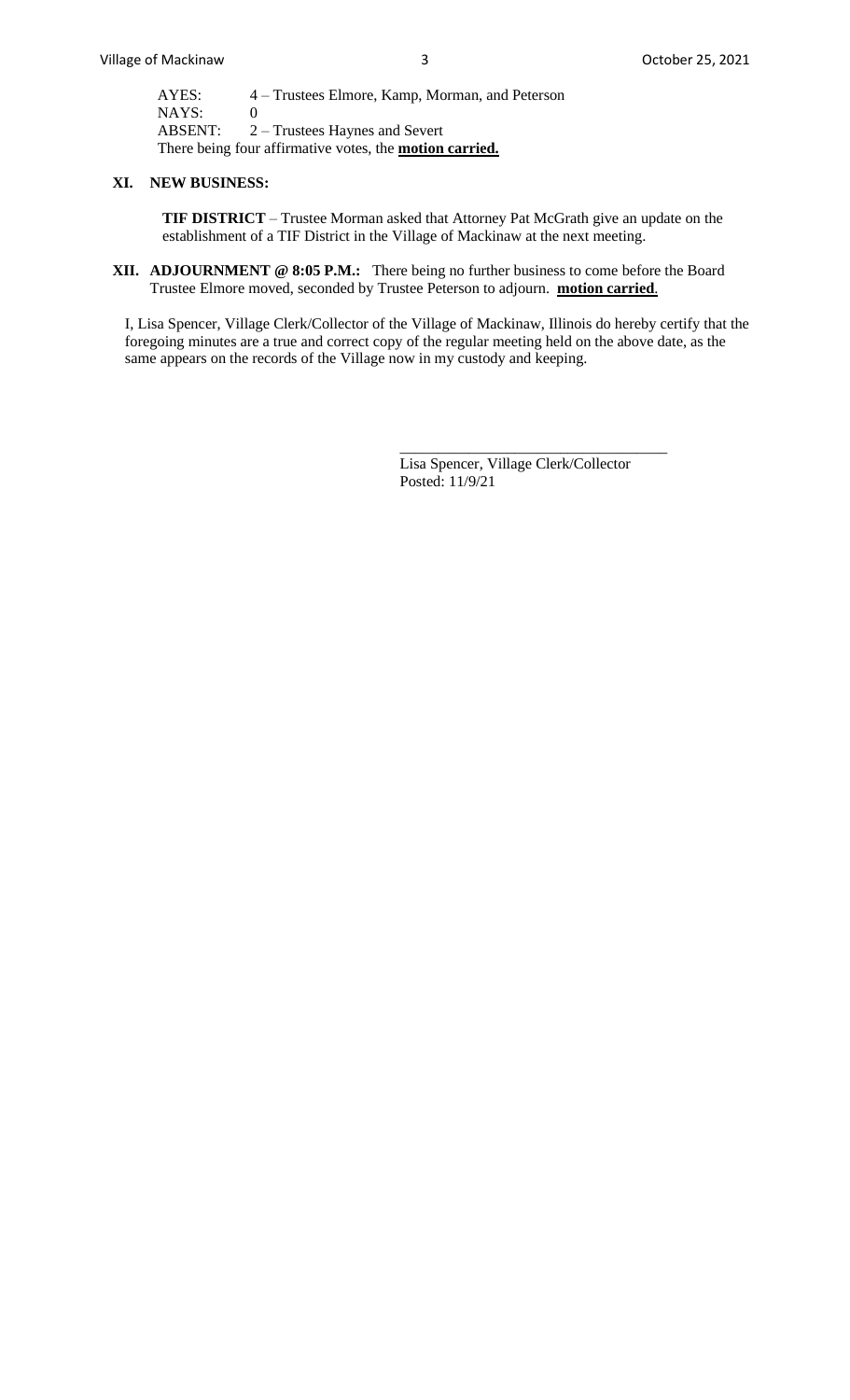AYES: 4 – Trustees Elmore, Kamp, Morman, and Peterson
NAYS: 0
ABSENT: 2 – Trustees Haynes and Severt
There being four affirmative votes, the **motion carried.**

## XI. NEW BUSINESS:

**TIF DISTRICT** – Trustee Morman asked that Attorney Pat McGrath give an update on the establishment of a TIF District in the Village of Mackinaw at the next meeting.

## XII. ADJOURNMENT @ 8:05 P.M.:

There being no further business to come before the Board Trustee Elmore moved, seconded by Trustee Peterson to adjourn. **motion carried**.

I, Lisa Spencer, Village Clerk/Collector of the Village of Mackinaw, Illinois do hereby certify that the foregoing minutes are a true and correct copy of the regular meeting held on the above date, as the same appears on the records of the Village now in my custody and keeping.

\_\_\_\_\_\_\_\_\_\_\_\_\_\_\_\_\_\_\_\_\_\_\_\_\_\_\_\_\_\_\_\_\_\_\_
Lisa Spencer, Village Clerk/Collector
Posted: 11/9/21